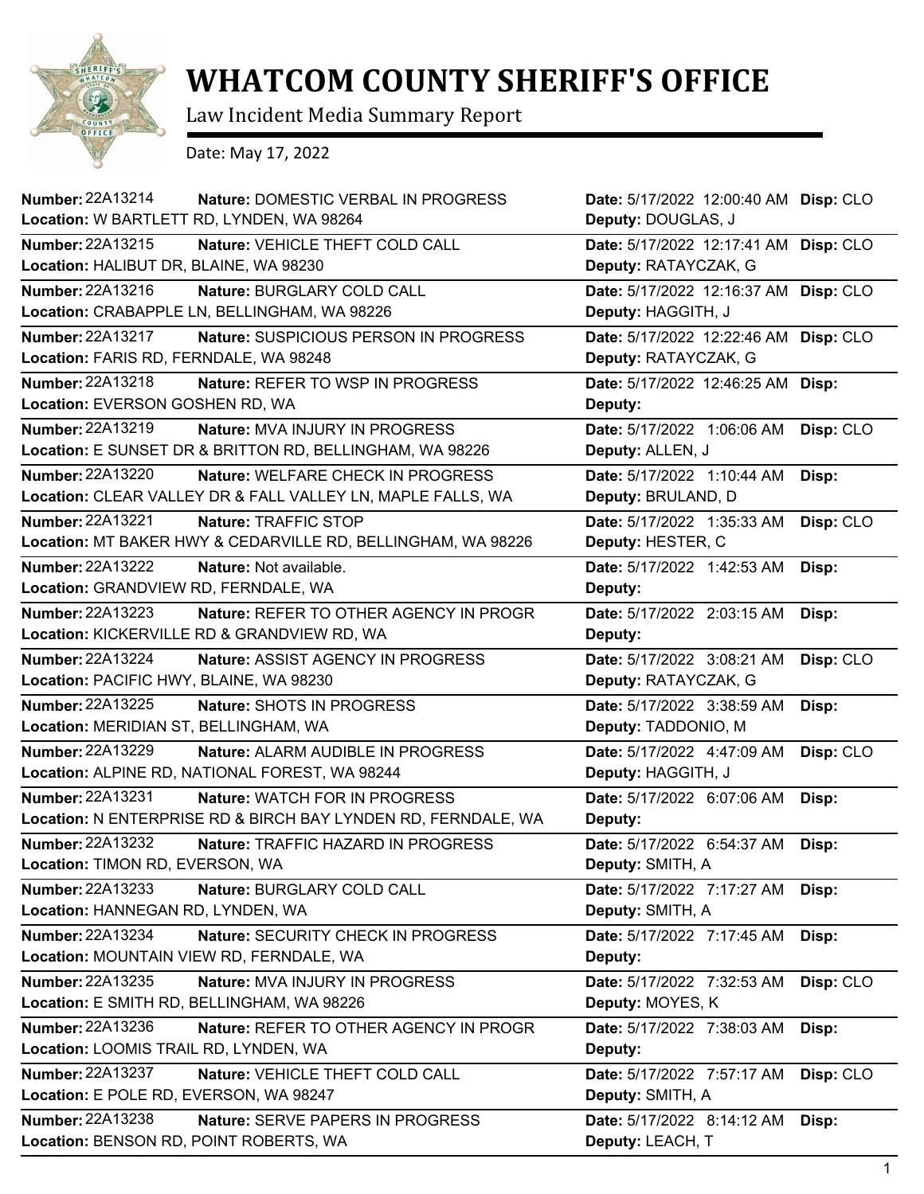# WHATCOM COUNTY SHERIFF'S OFFICE

Law Incident Media Summary Report

Date: May 17, 2022

| Number | Nature | Location | Date | Deputy | Disp |
|---|---|---|---|---|---|
| 22A13214 | DOMESTIC VERBAL IN PROGRESS | W BARTLETT RD, LYNDEN, WA 98264 | 5/17/2022 12:00:40 AM | DOUGLAS, J | CLO |
| 22A13215 | VEHICLE THEFT COLD CALL | HALIBUT DR, BLAINE, WA 98230 | 5/17/2022 12:17:41 AM | RATAYCZAK, G | CLO |
| 22A13216 | BURGLARY COLD CALL | CRABAPPLE LN, BELLINGHAM, WA 98226 | 5/17/2022 12:16:37 AM | HAGGITH, J | CLO |
| 22A13217 | SUSPICIOUS PERSON IN PROGRESS | FARIS RD, FERNDALE, WA 98248 | 5/17/2022 12:22:46 AM | RATAYCZAK, G | CLO |
| 22A13218 | REFER TO WSP IN PROGRESS | EVERSON GOSHEN RD, WA | 5/17/2022 12:46:25 AM | | |
| 22A13219 | MVA INJURY IN PROGRESS | E SUNSET DR & BRITTON RD, BELLINGHAM, WA 98226 | 5/17/2022 1:06:06 AM | ALLEN, J | CLO |
| 22A13220 | WELFARE CHECK IN PROGRESS | CLEAR VALLEY DR & FALL VALLEY LN, MAPLE FALLS, WA | 5/17/2022 1:10:44 AM | BRULAND, D | |
| 22A13221 | TRAFFIC STOP | MT BAKER HWY & CEDARVILLE RD, BELLINGHAM, WA 98226 | 5/17/2022 1:35:33 AM | HESTER, C | CLO |
| 22A13222 | Not available. | GRANDVIEW RD, FERNDALE, WA | 5/17/2022 1:42:53 AM | | |
| 22A13223 | REFER TO OTHER AGENCY IN PROGR | KICKERVILLE RD & GRANDVIEW RD, WA | 5/17/2022 2:03:15 AM | | |
| 22A13224 | ASSIST AGENCY IN PROGRESS | PACIFIC HWY, BLAINE, WA 98230 | 5/17/2022 3:08:21 AM | RATAYCZAK, G | CLO |
| 22A13225 | SHOTS IN PROGRESS | MERIDIAN ST, BELLINGHAM, WA | 5/17/2022 3:38:59 AM | TADDONIO, M | |
| 22A13229 | ALARM AUDIBLE IN PROGRESS | ALPINE RD, NATIONAL FOREST, WA 98244 | 5/17/2022 4:47:09 AM | HAGGITH, J | CLO |
| 22A13231 | WATCH FOR IN PROGRESS | N ENTERPRISE RD & BIRCH BAY LYNDEN RD, FERNDALE, WA | 5/17/2022 6:07:06 AM | | |
| 22A13232 | TRAFFIC HAZARD IN PROGRESS | TIMON RD, EVERSON, WA | 5/17/2022 6:54:37 AM | SMITH, A | |
| 22A13233 | BURGLARY COLD CALL | HANNEGAN RD, LYNDEN, WA | 5/17/2022 7:17:27 AM | SMITH, A | |
| 22A13234 | SECURITY CHECK IN PROGRESS | MOUNTAIN VIEW RD, FERNDALE, WA | 5/17/2022 7:17:45 AM | | |
| 22A13235 | MVA INJURY IN PROGRESS | E SMITH RD, BELLINGHAM, WA 98226 | 5/17/2022 7:32:53 AM | MOYES, K | CLO |
| 22A13236 | REFER TO OTHER AGENCY IN PROGR | LOOMIS TRAIL RD, LYNDEN, WA | 5/17/2022 7:38:03 AM | | |
| 22A13237 | VEHICLE THEFT COLD CALL | E POLE RD, EVERSON, WA 98247 | 5/17/2022 7:57:17 AM | SMITH, A | CLO |
| 22A13238 | SERVE PAPERS IN PROGRESS | BENSON RD, POINT ROBERTS, WA | 5/17/2022 8:14:12 AM | LEACH, T | |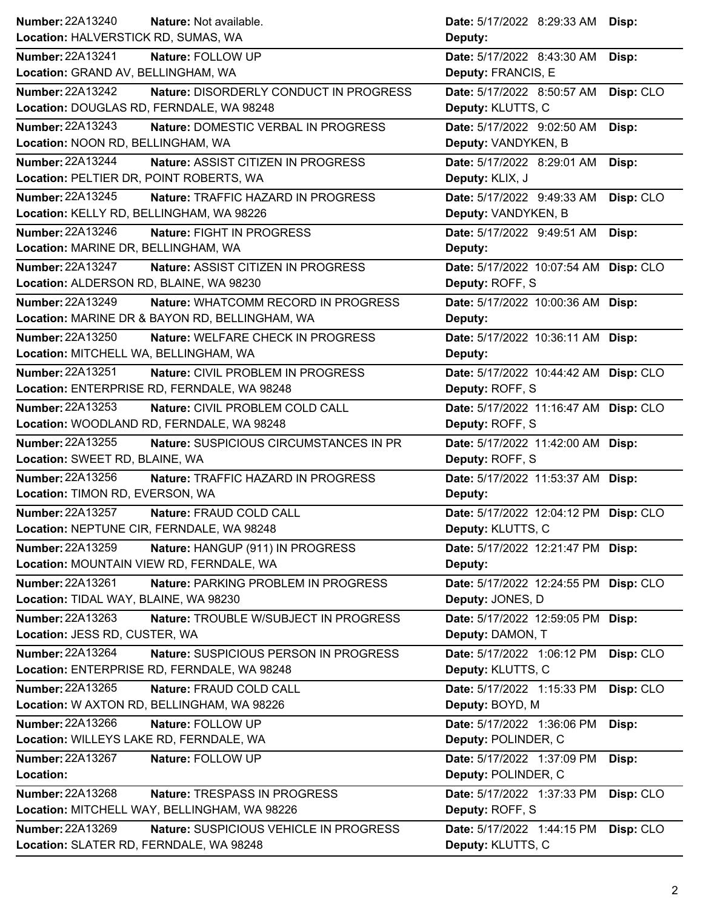| Number | Nature | Location | Date | Deputy | Disp |
|---|---|---|---|---|---|
| 22A13240 | Not available. | HALVERSTICK RD, SUMAS, WA | 5/17/2022 8:29:33 AM | | |
| 22A13241 | FOLLOW UP | GRAND AV, BELLINGHAM, WA | 5/17/2022 8:43:30 AM | FRANCIS, E | |
| 22A13242 | DISORDERLY CONDUCT IN PROGRESS | DOUGLAS RD, FERNDALE, WA 98248 | 5/17/2022 8:50:57 AM | KLUTTS, C | CLO |
| 22A13243 | DOMESTIC VERBAL IN PROGRESS | NOON RD, BELLINGHAM, WA | 5/17/2022 9:02:50 AM | VANDYKEN, B | |
| 22A13244 | ASSIST CITIZEN IN PROGRESS | PELTIER DR, POINT ROBERTS, WA | 5/17/2022 8:29:01 AM | KLIX, J | |
| 22A13245 | TRAFFIC HAZARD IN PROGRESS | KELLY RD, BELLINGHAM, WA 98226 | 5/17/2022 9:49:33 AM | VANDYKEN, B | CLO |
| 22A13246 | FIGHT IN PROGRESS | MARINE DR, BELLINGHAM, WA | 5/17/2022 9:49:51 AM | | |
| 22A13247 | ASSIST CITIZEN IN PROGRESS | ALDERSON RD, BLAINE, WA 98230 | 5/17/2022 10:07:54 AM | ROFF, S | CLO |
| 22A13249 | WHATCOMM RECORD IN PROGRESS | MARINE DR & BAYON RD, BELLINGHAM, WA | 5/17/2022 10:00:36 AM | | |
| 22A13250 | WELFARE CHECK IN PROGRESS | MITCHELL WA, BELLINGHAM, WA | 5/17/2022 10:36:11 AM | | |
| 22A13251 | CIVIL PROBLEM IN PROGRESS | ENTERPRISE RD, FERNDALE, WA 98248 | 5/17/2022 10:44:42 AM | ROFF, S | CLO |
| 22A13253 | CIVIL PROBLEM COLD CALL | WOODLAND RD, FERNDALE, WA 98248 | 5/17/2022 11:16:47 AM | ROFF, S | CLO |
| 22A13255 | SUSPICIOUS CIRCUMSTANCES IN PR | SWEET RD, BLAINE, WA | 5/17/2022 11:42:00 AM | ROFF, S | |
| 22A13256 | TRAFFIC HAZARD IN PROGRESS | TIMON RD, EVERSON, WA | 5/17/2022 11:53:37 AM | | |
| 22A13257 | FRAUD COLD CALL | NEPTUNE CIR, FERNDALE, WA 98248 | 5/17/2022 12:04:12 PM | KLUTTS, C | CLO |
| 22A13259 | HANGUP (911) IN PROGRESS | MOUNTAIN VIEW RD, FERNDALE, WA | 5/17/2022 12:21:47 PM | | |
| 22A13261 | PARKING PROBLEM IN PROGRESS | TIDAL WAY, BLAINE, WA 98230 | 5/17/2022 12:24:55 PM | JONES, D | CLO |
| 22A13263 | TROUBLE W/SUBJECT IN PROGRESS | JESS RD, CUSTER, WA | 5/17/2022 12:59:05 PM | DAMON, T | |
| 22A13264 | SUSPICIOUS PERSON IN PROGRESS | ENTERPRISE RD, FERNDALE, WA 98248 | 5/17/2022 1:06:12 PM | KLUTTS, C | CLO |
| 22A13265 | FRAUD COLD CALL | W AXTON RD, BELLINGHAM, WA 98226 | 5/17/2022 1:15:33 PM | BOYD, M | CLO |
| 22A13266 | FOLLOW UP | WILLEYS LAKE RD, FERNDALE, WA | 5/17/2022 1:36:06 PM | POLINDER, C | |
| 22A13267 | FOLLOW UP | | 5/17/2022 1:37:09 PM | POLINDER, C | |
| 22A13268 | TRESPASS IN PROGRESS | MITCHELL WAY, BELLINGHAM, WA 98226 | 5/17/2022 1:37:33 PM | ROFF, S | CLO |
| 22A13269 | SUSPICIOUS VEHICLE IN PROGRESS | SLATER RD, FERNDALE, WA 98248 | 5/17/2022 1:44:15 PM | KLUTTS, C | CLO |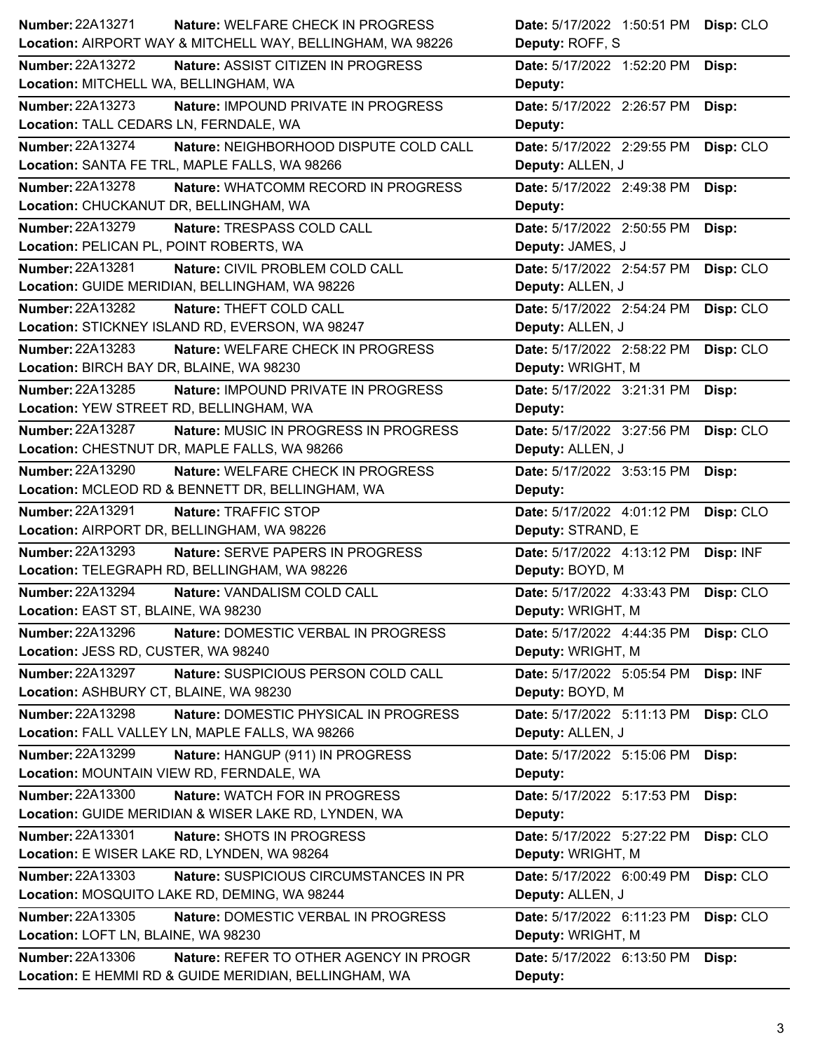| Number | Nature | Location | Date | Deputy | Disp |
| --- | --- | --- | --- | --- | --- |
| 22A13271 | WELFARE CHECK IN PROGRESS | AIRPORT WAY & MITCHELL WAY, BELLINGHAM, WA 98226 | 5/17/2022 1:50:51 PM | ROFF, S | CLO |
| 22A13272 | ASSIST CITIZEN IN PROGRESS | MITCHELL WA, BELLINGHAM, WA | 5/17/2022 1:52:20 PM | | |
| 22A13273 | IMPOUND PRIVATE IN PROGRESS | TALL CEDARS LN, FERNDALE, WA | 5/17/2022 2:26:57 PM | | |
| 22A13274 | NEIGHBORHOOD DISPUTE COLD CALL | SANTA FE TRL, MAPLE FALLS, WA 98266 | 5/17/2022 2:29:55 PM | ALLEN, J | CLO |
| 22A13278 | WHATCOMM RECORD IN PROGRESS | CHUCKANUT DR, BELLINGHAM, WA | 5/17/2022 2:49:38 PM | | |
| 22A13279 | TRESPASS COLD CALL | PELICAN PL, POINT ROBERTS, WA | 5/17/2022 2:50:55 PM | JAMES, J | |
| 22A13281 | CIVIL PROBLEM COLD CALL | GUIDE MERIDIAN, BELLINGHAM, WA 98226 | 5/17/2022 2:54:57 PM | ALLEN, J | CLO |
| 22A13282 | THEFT COLD CALL | STICKNEY ISLAND RD, EVERSON, WA 98247 | 5/17/2022 2:54:24 PM | ALLEN, J | CLO |
| 22A13283 | WELFARE CHECK IN PROGRESS | BIRCH BAY DR, BLAINE, WA 98230 | 5/17/2022 2:58:22 PM | WRIGHT, M | CLO |
| 22A13285 | IMPOUND PRIVATE IN PROGRESS | YEW STREET RD, BELLINGHAM, WA | 5/17/2022 3:21:31 PM | | |
| 22A13287 | MUSIC IN PROGRESS IN PROGRESS | CHESTNUT DR, MAPLE FALLS, WA 98266 | 5/17/2022 3:27:56 PM | ALLEN, J | CLO |
| 22A13290 | WELFARE CHECK IN PROGRESS | MCLEOD RD & BENNETT DR, BELLINGHAM, WA | 5/17/2022 3:53:15 PM | | |
| 22A13291 | TRAFFIC STOP | AIRPORT DR, BELLINGHAM, WA 98226 | 5/17/2022 4:01:12 PM | STRAND, E | CLO |
| 22A13293 | SERVE PAPERS IN PROGRESS | TELEGRAPH RD, BELLINGHAM, WA 98226 | 5/17/2022 4:13:12 PM | BOYD, M | INF |
| 22A13294 | VANDALISM COLD CALL | EAST ST, BLAINE, WA 98230 | 5/17/2022 4:33:43 PM | WRIGHT, M | CLO |
| 22A13296 | DOMESTIC VERBAL IN PROGRESS | JESS RD, CUSTER, WA 98240 | 5/17/2022 4:44:35 PM | WRIGHT, M | CLO |
| 22A13297 | SUSPICIOUS PERSON COLD CALL | ASHBURY CT, BLAINE, WA 98230 | 5/17/2022 5:05:54 PM | BOYD, M | INF |
| 22A13298 | DOMESTIC PHYSICAL IN PROGRESS | FALL VALLEY LN, MAPLE FALLS, WA 98266 | 5/17/2022 5:11:13 PM | ALLEN, J | CLO |
| 22A13299 | HANGUP (911) IN PROGRESS | MOUNTAIN VIEW RD, FERNDALE, WA | 5/17/2022 5:15:06 PM | | |
| 22A13300 | WATCH FOR IN PROGRESS | GUIDE MERIDIAN & WISER LAKE RD, LYNDEN, WA | 5/17/2022 5:17:53 PM | | |
| 22A13301 | SHOTS IN PROGRESS | E WISER LAKE RD, LYNDEN, WA 98264 | 5/17/2022 5:27:22 PM | WRIGHT, M | CLO |
| 22A13303 | SUSPICIOUS CIRCUMSTANCES IN PR | MOSQUITO LAKE RD, DEMING, WA 98244 | 5/17/2022 6:00:49 PM | ALLEN, J | CLO |
| 22A13305 | DOMESTIC VERBAL IN PROGRESS | LOFT LN, BLAINE, WA 98230 | 5/17/2022 6:11:23 PM | WRIGHT, M | CLO |
| 22A13306 | REFER TO OTHER AGENCY IN PROGR | E HEMMI RD & GUIDE MERIDIAN, BELLINGHAM, WA | 5/17/2022 6:13:50 PM | | |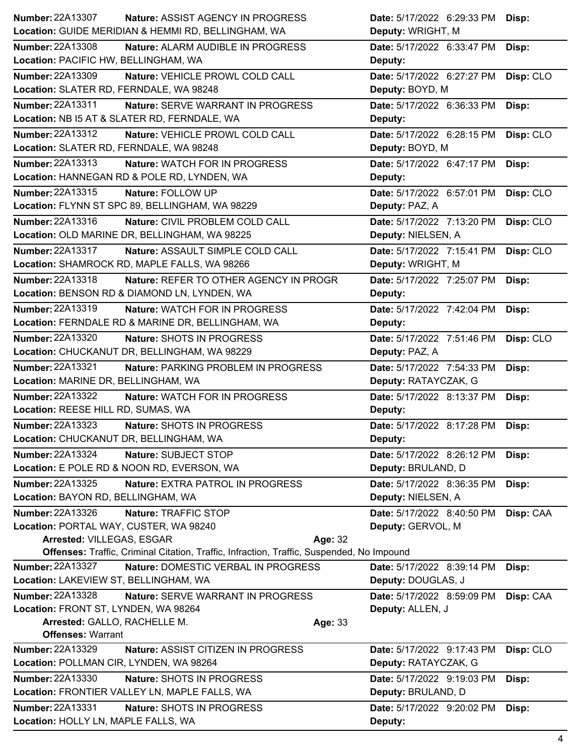**Number:** 22A13307 **Nature:** ASSIST AGENCY IN PROGRESS **Date:** 5/17/2022 6:29:33 PM **Disp:**
**Location:** GUIDE MERIDIAN & HEMMI RD, BELLINGHAM, WA **Deputy:** WRIGHT, M

---

**Number:** 22A13308 **Nature:** ALARM AUDIBLE IN PROGRESS **Date:** 5/17/2022 6:33:47 PM **Disp:**
**Location:** PACIFIC HW, BELLINGHAM, WA **Deputy:**

---

**Number:** 22A13309 **Nature:** VEHICLE PROWL COLD CALL **Date:** 5/17/2022 6:27:27 PM **Disp:** CLO
**Location:** SLATER RD, FERNDALE, WA 98248 **Deputy:** BOYD, M

---

**Number:** 22A13311 **Nature:** SERVE WARRANT IN PROGRESS **Date:** 5/17/2022 6:36:33 PM **Disp:**
**Location:** NB I5 AT & SLATER RD, FERNDALE, WA **Deputy:**

---

**Number:** 22A13312 **Nature:** VEHICLE PROWL COLD CALL **Date:** 5/17/2022 6:28:15 PM **Disp:** CLO
**Location:** SLATER RD, FERNDALE, WA 98248 **Deputy:** BOYD, M

---

**Number:** 22A13313 **Nature:** WATCH FOR IN PROGRESS **Date:** 5/17/2022 6:47:17 PM **Disp:**
**Location:** HANNEGAN RD & POLE RD, LYNDEN, WA **Deputy:**

---

**Number:** 22A13315 **Nature:** FOLLOW UP **Date:** 5/17/2022 6:57:01 PM **Disp:** CLO
**Location:** FLYNN ST SPC 89, BELLINGHAM, WA 98229 **Deputy:** PAZ, A

---

**Number:** 22A13316 **Nature:** CIVIL PROBLEM COLD CALL **Date:** 5/17/2022 7:13:20 PM **Disp:** CLO
**Location:** OLD MARINE DR, BELLINGHAM, WA 98225 **Deputy:** NIELSEN, A

---

**Number:** 22A13317 **Nature:** ASSAULT SIMPLE COLD CALL **Date:** 5/17/2022 7:15:41 PM **Disp:** CLO
**Location:** SHAMROCK RD, MAPLE FALLS, WA 98266 **Deputy:** WRIGHT, M

---

**Number:** 22A13318 **Nature:** REFER TO OTHER AGENCY IN PROGR **Date:** 5/17/2022 7:25:07 PM **Disp:**
**Location:** BENSON RD & DIAMOND LN, LYNDEN, WA **Deputy:**

---

**Number:** 22A13319 **Nature:** WATCH FOR IN PROGRESS **Date:** 5/17/2022 7:42:04 PM **Disp:**
**Location:** FERNDALE RD & MARINE DR, BELLINGHAM, WA **Deputy:**

---

**Number:** 22A13320 **Nature:** SHOTS IN PROGRESS **Date:** 5/17/2022 7:51:46 PM **Disp:** CLO
**Location:** CHUCKANUT DR, BELLINGHAM, WA 98229 **Deputy:** PAZ, A

---

**Number:** 22A13321 **Nature:** PARKING PROBLEM IN PROGRESS **Date:** 5/17/2022 7:54:33 PM **Disp:**
**Location:** MARINE DR, BELLINGHAM, WA **Deputy:** RATAYCZAK, G

---

**Number:** 22A13322 **Nature:** WATCH FOR IN PROGRESS **Date:** 5/17/2022 8:13:37 PM **Disp:**
**Location:** REESE HILL RD, SUMAS, WA **Deputy:**

---

**Number:** 22A13323 **Nature:** SHOTS IN PROGRESS **Date:** 5/17/2022 8:17:28 PM **Disp:**
**Location:** CHUCKANUT DR, BELLINGHAM, WA **Deputy:**

---

**Number:** 22A13324 **Nature:** SUBJECT STOP **Date:** 5/17/2022 8:26:12 PM **Disp:**
**Location:** E POLE RD & NOON RD, EVERSON, WA **Deputy:** BRULAND, D

---

**Number:** 22A13325 **Nature:** EXTRA PATROL IN PROGRESS **Date:** 5/17/2022 8:36:35 PM **Disp:**
**Location:** BAYON RD, BELLINGHAM, WA **Deputy:** NIELSEN, A

---

**Number:** 22A13326 **Nature:** TRAFFIC STOP **Date:** 5/17/2022 8:40:50 PM **Disp:** CAA
**Location:** PORTAL WAY, CUSTER, WA 98240 **Deputy:** GERVOL, M
**Arrested:** VILLEGAS, ESGAR **Age:** 32
**Offenses:** Traffic, Criminal Citation, Traffic, Infraction, Traffic, Suspended, No Impound

---

**Number:** 22A13327 **Nature:** DOMESTIC VERBAL IN PROGRESS **Date:** 5/17/2022 8:39:14 PM **Disp:**
**Location:** LAKEVIEW ST, BELLINGHAM, WA **Deputy:** DOUGLAS, J

---

**Number:** 22A13328 **Nature:** SERVE WARRANT IN PROGRESS **Date:** 5/17/2022 8:59:09 PM **Disp:** CAA
**Location:** FRONT ST, LYNDEN, WA 98264 **Deputy:** ALLEN, J
**Arrested:** GALLO, RACHELLE M. **Age:** 33
**Offenses:** Warrant

---

**Number:** 22A13329 **Nature:** ASSIST CITIZEN IN PROGRESS **Date:** 5/17/2022 9:17:43 PM **Disp:** CLO
**Location:** POLLMAN CIR, LYNDEN, WA 98264 **Deputy:** RATAYCZAK, G

---

**Number:** 22A13330 **Nature:** SHOTS IN PROGRESS **Date:** 5/17/2022 9:19:03 PM **Disp:**
**Location:** FRONTIER VALLEY LN, MAPLE FALLS, WA **Deputy:** BRULAND, D

---

**Number:** 22A13331 **Nature:** SHOTS IN PROGRESS **Date:** 5/17/2022 9:20:02 PM **Disp:**
**Location:** HOLLY LN, MAPLE FALLS, WA **Deputy:**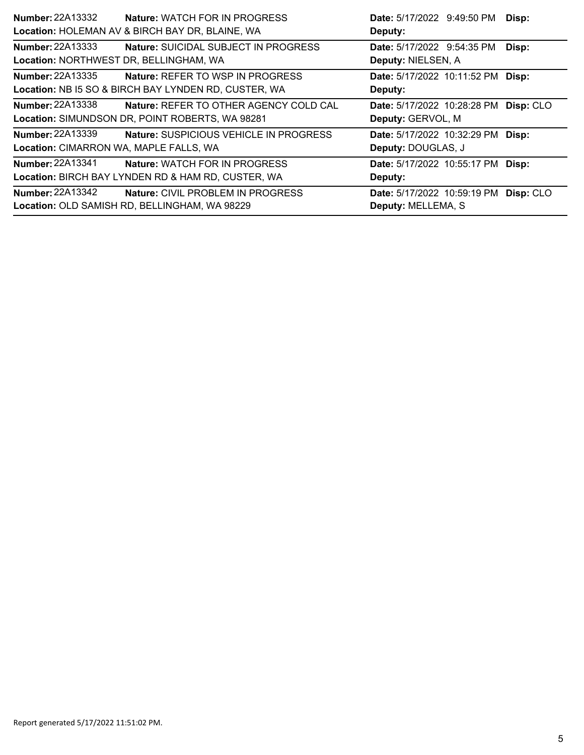**Number:** 22A13332 **Nature:** WATCH FOR IN PROGRESS **Date:** 5/17/2022 9:49:50 PM **Disp:**
**Location:** HOLEMAN AV & BIRCH BAY DR, BLAINE, WA **Deputy:**

**Number:** 22A13333 **Nature:** SUICIDAL SUBJECT IN PROGRESS **Date:** 5/17/2022 9:54:35 PM **Disp:**
**Location:** NORTHWEST DR, BELLINGHAM, WA **Deputy:** NIELSEN, A

**Number:** 22A13335 **Nature:** REFER TO WSP IN PROGRESS **Date:** 5/17/2022 10:11:52 PM **Disp:**
**Location:** NB I5 SO & BIRCH BAY LYNDEN RD, CUSTER, WA **Deputy:**

**Number:** 22A13338 **Nature:** REFER TO OTHER AGENCY COLD CAL **Date:** 5/17/2022 10:28:28 PM **Disp:** CLO
**Location:** SIMUNDSON DR, POINT ROBERTS, WA 98281 **Deputy:** GERVOL, M

**Number:** 22A13339 **Nature:** SUSPICIOUS VEHICLE IN PROGRESS **Date:** 5/17/2022 10:32:29 PM **Disp:**
**Location:** CIMARRON WA, MAPLE FALLS, WA **Deputy:** DOUGLAS, J

**Number:** 22A13341 **Nature:** WATCH FOR IN PROGRESS **Date:** 5/17/2022 10:55:17 PM **Disp:**
**Location:** BIRCH BAY LYNDEN RD & HAM RD, CUSTER, WA **Deputy:**

**Number:** 22A13342 **Nature:** CIVIL PROBLEM IN PROGRESS **Date:** 5/17/2022 10:59:19 PM **Disp:** CLO
**Location:** OLD SAMISH RD, BELLINGHAM, WA 98229 **Deputy:** MELLEMA, S

Report generated 5/17/2022 11:51:02 PM.